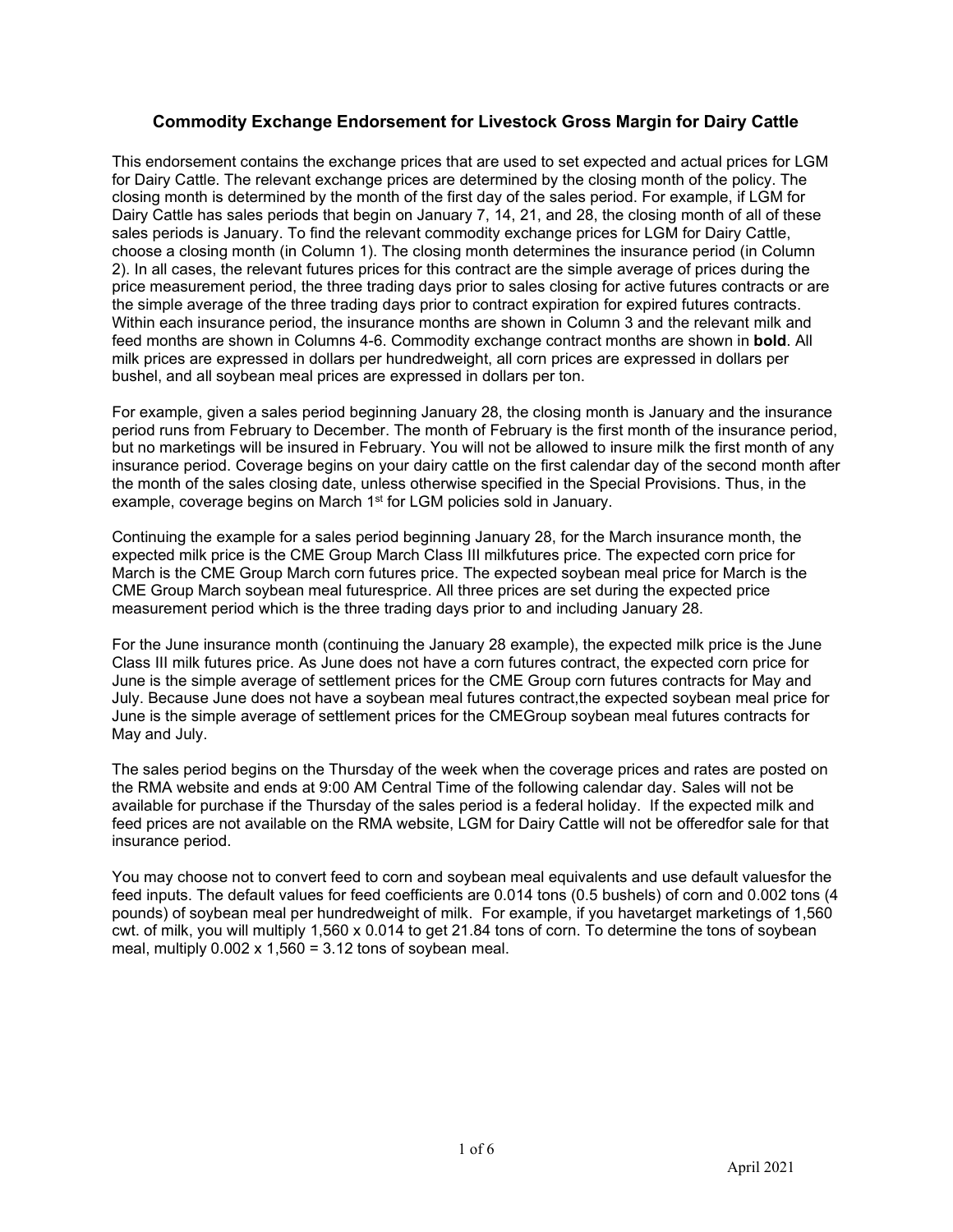## Commodity Exchange Endorsement for Livestock Gross Margin for Dairy Cattle

This endorsement contains the exchange prices that are used to set expected and actual prices for LGM for Dairy Cattle. The relevant exchange prices are determined by the closing month of the policy. The closing month is determined by the month of the first day of the sales period. For example, if LGM for Dairy Cattle has sales periods that begin on January 7, 14, 21, and 28, the closing month of all of these sales periods is January. To find the relevant commodity exchange prices for LGM for Dairy Cattle, choose a closing month (in Column 1). The closing month determines the insurance period (in Column 2). In all cases, the relevant futures prices for this contract are the simple average of prices during the price measurement period, the three trading days prior to sales closing for active futures contracts or are the simple average of the three trading days prior to contract expiration for expired futures contracts. Within each insurance period, the insurance months are shown in Column 3 and the relevant milk and feed months are shown in Columns 4-6. Commodity exchange contract months are shown in **bold**. All milk prices are expressed in dollars per hundredweight, all corn prices are expressed in dollars per bushel, and all soybean meal prices are expressed in dollars per ton.

For example, given a sales period beginning January 28, the closing month is January and the insurance period runs from February to December. The month of February is the first month of the insurance period, but no marketings will be insured in February. You will not be allowed to insure milk the first month of any insurance period. Coverage begins on your dairy cattle on the first calendar day of the second month after the month of the sales closing date, unless otherwise specified in the Special Provisions. Thus, in the example, coverage begins on March 1st for LGM policies sold in January.

Continuing the example for a sales period beginning January 28, for the March insurance month, the expected milk price is the CME Group March Class III milkfutures price. The expected corn price for March is the CME Group March corn futures price. The expected soybean meal price for March is the CME Group March soybean meal futuresprice. All three prices are set during the expected price measurement period which is the three trading days prior to and including January 28.

For the June insurance month (continuing the January 28 example), the expected milk price is the June Class III milk futures price. As June does not have a corn futures contract, the expected corn price for June is the simple average of settlement prices for the CME Group corn futures contracts for May and July. Because June does not have a soybean meal futures contract,the expected soybean meal price for June is the simple average of settlement prices for the CMEGroup soybean meal futures contracts for May and July.

The sales period begins on the Thursday of the week when the coverage prices and rates are posted on the RMA website and ends at 9:00 AM Central Time of the following calendar day. Sales will not be available for purchase if the Thursday of the sales period is a federal holiday. If the expected milk and feed prices are not available on the RMA website, LGM for Dairy Cattle will not be offeredfor sale for that insurance period.

You may choose not to convert feed to corn and soybean meal equivalents and use default valuesfor the feed inputs. The default values for feed coefficients are 0.014 tons (0.5 bushels) of corn and 0.002 tons (4 pounds) of soybean meal per hundredweight of milk. For example, if you havetarget marketings of 1,560 cwt. of milk, you will multiply 1,560 x 0.014 to get 21.84 tons of corn. To determine the tons of soybean meal, multiply 0.002 x 1,560 = 3.12 tons of soybean meal.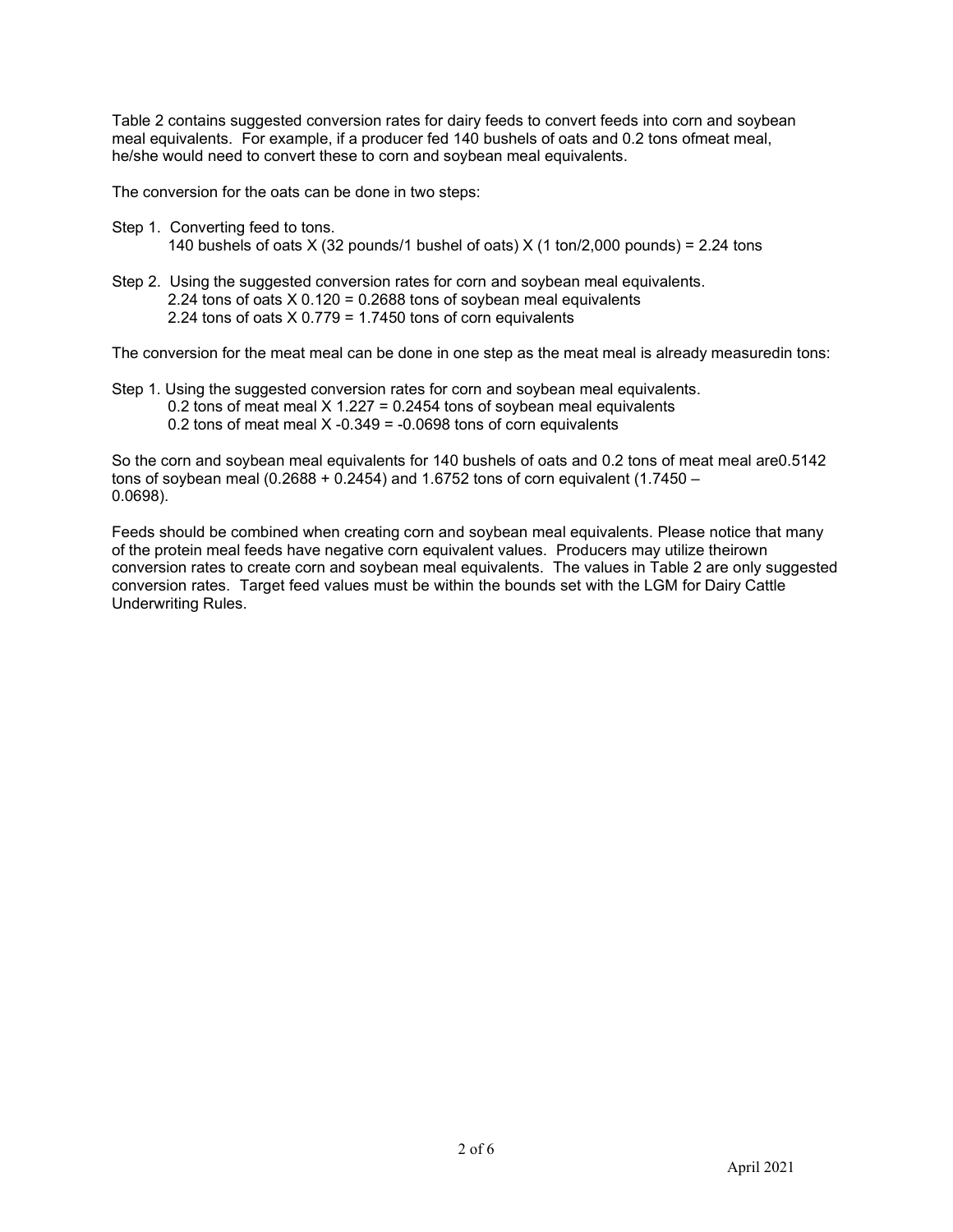Table 2 contains suggested conversion rates for dairy feeds to convert feeds into corn and soybean meal equivalents. For example, if a producer fed 140 bushels of oats and 0.2 tons ofmeat meal, he/she would need to convert these to corn and soybean meal equivalents.

The conversion for the oats can be done in two steps:

Step 1. Converting feed to tons.
140 bushels of oats X (32 pounds/1 bushel of oats) X (1 ton/2,000 pounds) = 2.24 tons

Step 2. Using the suggested conversion rates for corn and soybean meal equivalents.
2.24 tons of oats X 0.120 = 0.2688 tons of soybean meal equivalents
2.24 tons of oats X 0.779 = 1.7450 tons of corn equivalents

The conversion for the meat meal can be done in one step as the meat meal is already measuredin tons:

Step 1. Using the suggested conversion rates for corn and soybean meal equivalents.
0.2 tons of meat meal X 1.227 = 0.2454 tons of soybean meal equivalents
0.2 tons of meat meal X -0.349 = -0.0698 tons of corn equivalents

So the corn and soybean meal equivalents for 140 bushels of oats and 0.2 tons of meat meal are0.5142 tons of soybean meal (0.2688 + 0.2454) and 1.6752 tons of corn equivalent (1.7450 – 0.0698).

Feeds should be combined when creating corn and soybean meal equivalents. Please notice that many of the protein meal feeds have negative corn equivalent values. Producers may utilize theirown conversion rates to create corn and soybean meal equivalents. The values in Table 2 are only suggested conversion rates. Target feed values must be within the bounds set with the LGM for Dairy Cattle Underwriting Rules.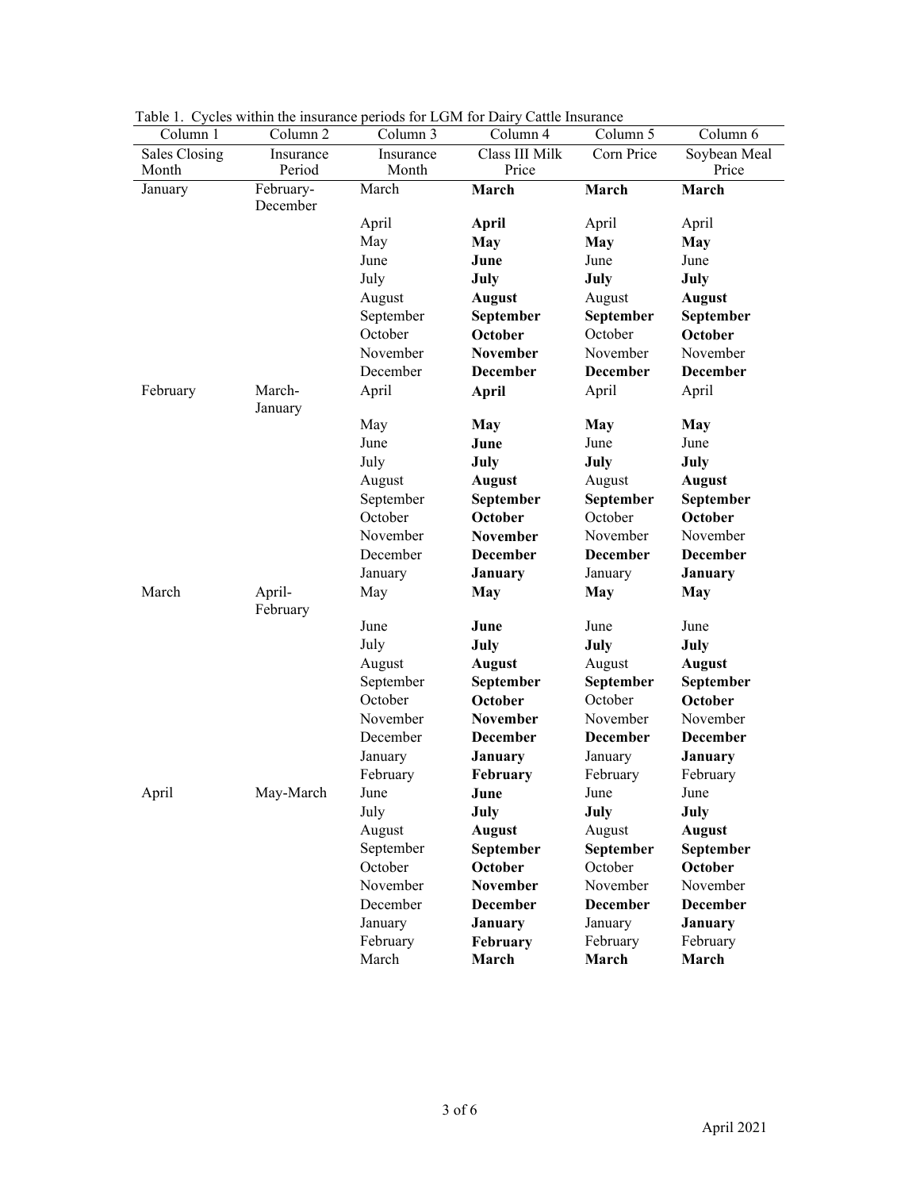Table 1. Cycles within the insurance periods for LGM for Dairy Cattle Insurance

| Column 1 | Column 2 | Column 3 | Column 4 | Column 5 | Column 6 |
|---|---|---|---|---|---|
| Sales Closing Month | Insurance Period | Insurance Month | Class III Milk Price | Corn Price | Soybean Meal Price |
| January | February-December | March | **March** | **March** | **March** |
| | | April | **April** | April | April |
| | | May | **May** | **May** | **May** |
| | | June | **June** | June | June |
| | | July | **July** | **July** | **July** |
| | | August | **August** | August | **August** |
| | | September | **September** | **September** | **September** |
| | | October | **October** | October | **October** |
| | | November | **November** | November | November |
| | | December | **December** | **December** | **December** |
| February | March-January | April | **April** | April | April |
| | | May | **May** | **May** | **May** |
| | | June | **June** | June | June |
| | | July | **July** | **July** | **July** |
| | | August | **August** | August | **August** |
| | | September | **September** | **September** | **September** |
| | | October | **October** | October | **October** |
| | | November | **November** | November | November |
| | | December | **December** | **December** | **December** |
| | | January | **January** | January | **January** |
| March | April-February | May | **May** | **May** | **May** |
| | | June | **June** | June | June |
| | | July | **July** | **July** | **July** |
| | | August | **August** | August | **August** |
| | | September | **September** | **September** | **September** |
| | | October | **October** | October | **October** |
| | | November | **November** | November | November |
| | | December | **December** | **December** | **December** |
| | | January | **January** | January | **January** |
| | | February | **February** | February | February |
| April | May-March | June | **June** | June | June |
| | | July | **July** | **July** | **July** |
| | | August | **August** | August | **August** |
| | | September | **September** | **September** | **September** |
| | | October | **October** | October | **October** |
| | | November | **November** | November | November |
| | | December | **December** | **December** | **December** |
| | | January | **January** | January | **January** |
| | | February | **February** | February | February |
| | | March | **March** | **March** | **March** |

April 2021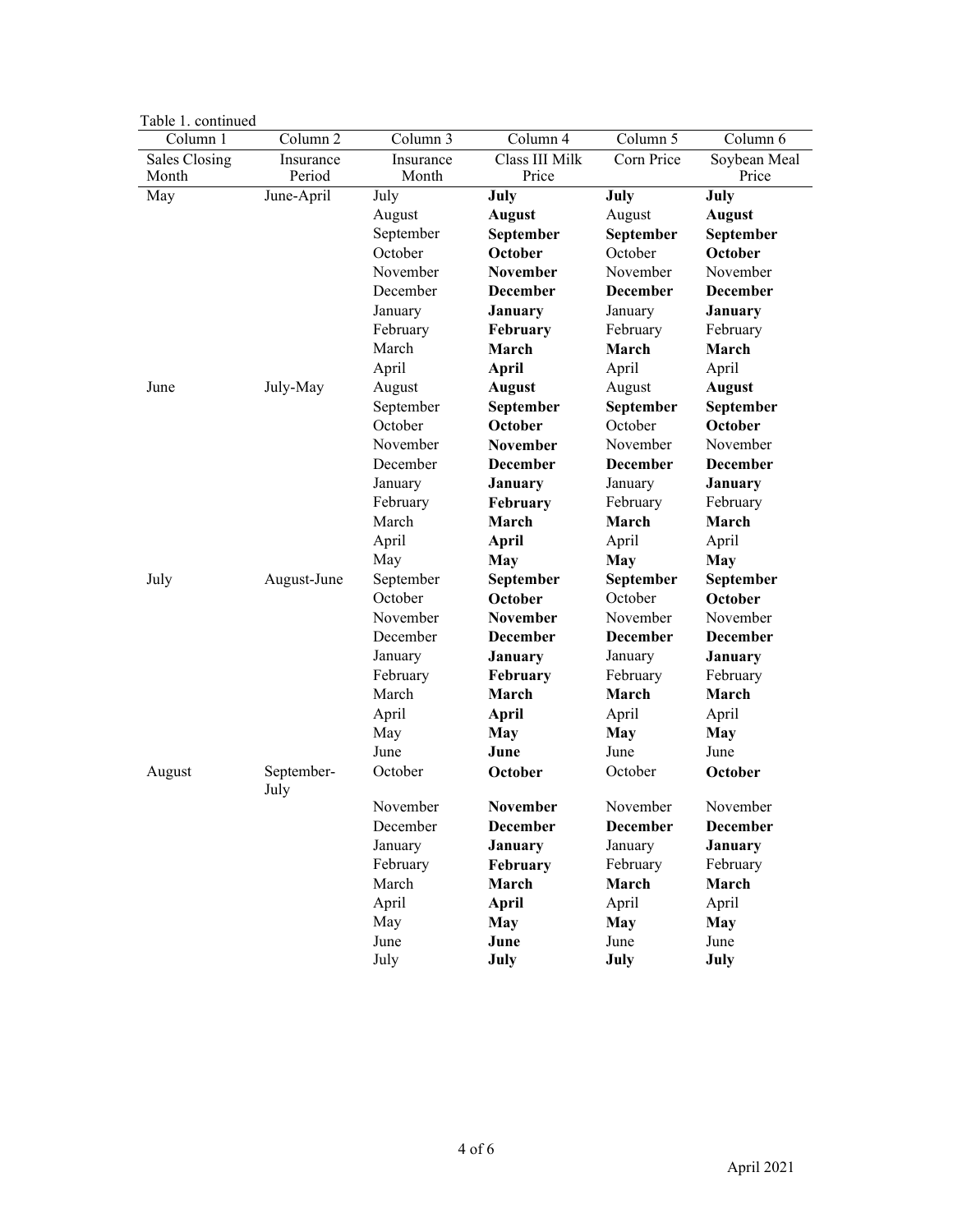Table 1. continued

| Column 1 | Column 2 | Column 3 | Column 4 | Column 5 | Column 6 |
|---|---|---|---|---|---|
| Sales Closing Month | Insurance Period | Insurance Month | Class III Milk Price | Corn Price | Soybean Meal Price |
| May | June-April | July | **July** | **July** | **July** |
| | | August | **August** | August | **August** |
| | | September | **September** | **September** | **September** |
| | | October | **October** | October | **October** |
| | | November | **November** | November | November |
| | | December | **December** | **December** | **December** |
| | | January | **January** | January | **January** |
| | | February | **February** | February | February |
| | | March | **March** | **March** | **March** |
| | | April | **April** | April | April |
| June | July-May | August | **August** | August | **August** |
| | | September | **September** | **September** | **September** |
| | | October | **October** | October | **October** |
| | | November | **November** | November | November |
| | | December | **December** | **December** | **December** |
| | | January | **January** | January | **January** |
| | | February | **February** | February | February |
| | | March | **March** | **March** | **March** |
| | | April | **April** | April | April |
| | | May | **May** | **May** | **May** |
| July | August-June | September | **September** | **September** | **September** |
| | | October | **October** | October | **October** |
| | | November | **November** | November | November |
| | | December | **December** | **December** | **December** |
| | | January | **January** | January | **January** |
| | | February | **February** | February | February |
| | | March | **March** | **March** | **March** |
| | | April | **April** | April | April |
| | | May | **May** | **May** | **May** |
| | | June | **June** | June | June |
| August | September-July | October | **October** | October | **October** |
| | | November | **November** | November | November |
| | | December | **December** | **December** | **December** |
| | | January | **January** | January | **January** |
| | | February | **February** | February | February |
| | | March | **March** | **March** | **March** |
| | | April | **April** | April | April |
| | | May | **May** | **May** | **May** |
| | | June | **June** | June | June |
| | | July | **July** | **July** | **July** |

April 2021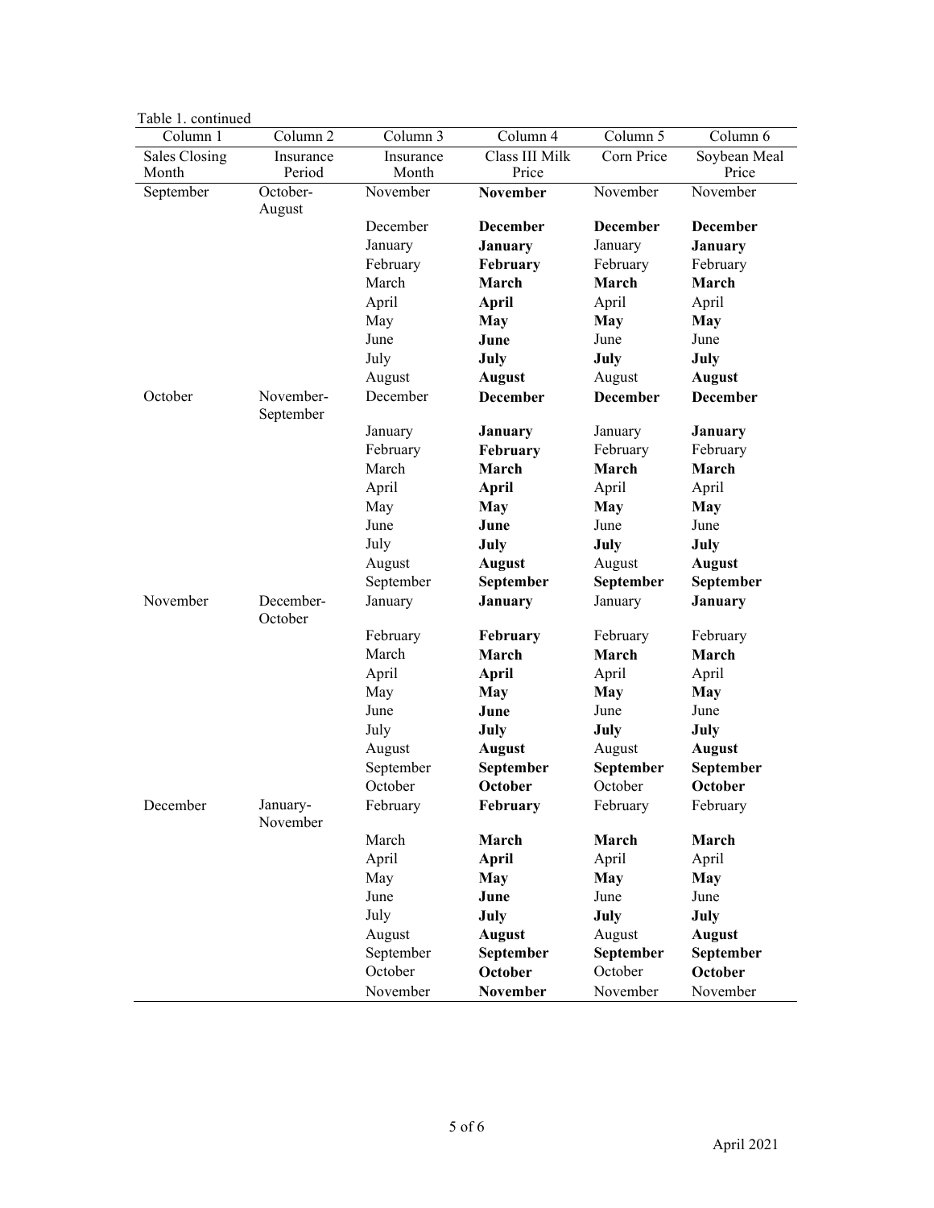Table 1. continued

| Column 1 | Column 2 | Column 3 | Column 4 | Column 5 | Column 6 |
|---|---|---|---|---|---|
| Sales Closing Month | Insurance Period | Insurance Month | Class III Milk Price | Corn Price | Soybean Meal Price |
| September | October-August | November | **November** | November | November |
| | | December | **December** | **December** | **December** |
| | | January | **January** | January | **January** |
| | | February | **February** | February | February |
| | | March | **March** | **March** | **March** |
| | | April | **April** | April | April |
| | | May | **May** | **May** | **May** |
| | | June | **June** | June | June |
| | | July | **July** | **July** | **July** |
| | | August | **August** | August | **August** |
| October | November-September | December | **December** | **December** | **December** |
| | | January | **January** | January | **January** |
| | | February | **February** | February | February |
| | | March | **March** | **March** | **March** |
| | | April | **April** | April | April |
| | | May | **May** | **May** | **May** |
| | | June | **June** | June | June |
| | | July | **July** | **July** | **July** |
| | | August | **August** | August | **August** |
| | | September | **September** | **September** | **September** |
| November | December-October | January | **January** | January | **January** |
| | | February | **February** | February | February |
| | | March | **March** | **March** | **March** |
| | | April | **April** | April | April |
| | | May | **May** | **May** | **May** |
| | | June | **June** | June | June |
| | | July | **July** | **July** | **July** |
| | | August | **August** | August | **August** |
| | | September | **September** | **September** | **September** |
| | | October | **October** | October | **October** |
| December | January-November | February | **February** | February | February |
| | | March | **March** | **March** | **March** |
| | | April | **April** | April | April |
| | | May | **May** | **May** | **May** |
| | | June | **June** | June | June |
| | | July | **July** | **July** | **July** |
| | | August | **August** | August | **August** |
| | | September | **September** | **September** | **September** |
| | | October | **October** | October | **October** |
| | | November | **November** | November | November |

April 2021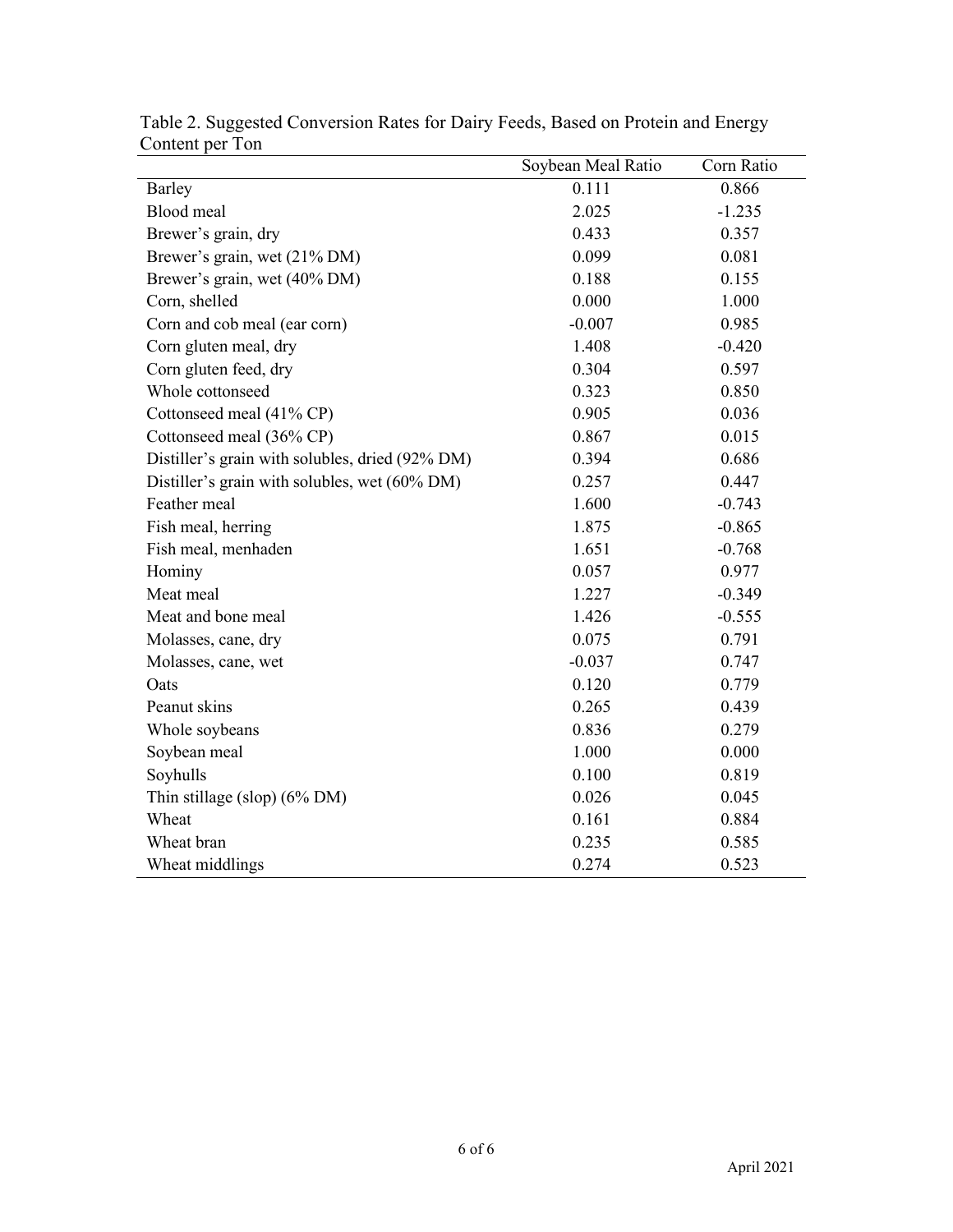Table 2. Suggested Conversion Rates for Dairy Feeds, Based on Protein and Energy Content per Ton

| | Soybean Meal Ratio | Corn Ratio |
|---|---|---|
| Barley | 0.111 | 0.866 |
| Blood meal | 2.025 | -1.235 |
| Brewer's grain, dry | 0.433 | 0.357 |
| Brewer's grain, wet (21% DM) | 0.099 | 0.081 |
| Brewer's grain, wet (40% DM) | 0.188 | 0.155 |
| Corn, shelled | 0.000 | 1.000 |
| Corn and cob meal (ear corn) | -0.007 | 0.985 |
| Corn gluten meal, dry | 1.408 | -0.420 |
| Corn gluten feed, dry | 0.304 | 0.597 |
| Whole cottonseed | 0.323 | 0.850 |
| Cottonseed meal (41% CP) | 0.905 | 0.036 |
| Cottonseed meal (36% CP) | 0.867 | 0.015 |
| Distiller's grain with solubles, dried (92% DM) | 0.394 | 0.686 |
| Distiller's grain with solubles, wet (60% DM) | 0.257 | 0.447 |
| Feather meal | 1.600 | -0.743 |
| Fish meal, herring | 1.875 | -0.865 |
| Fish meal, menhaden | 1.651 | -0.768 |
| Hominy | 0.057 | 0.977 |
| Meat meal | 1.227 | -0.349 |
| Meat and bone meal | 1.426 | -0.555 |
| Molasses, cane, dry | 0.075 | 0.791 |
| Molasses, cane, wet | -0.037 | 0.747 |
| Oats | 0.120 | 0.779 |
| Peanut skins | 0.265 | 0.439 |
| Whole soybeans | 0.836 | 0.279 |
| Soybean meal | 1.000 | 0.000 |
| Soyhulls | 0.100 | 0.819 |
| Thin stillage (slop) (6% DM) | 0.026 | 0.045 |
| Wheat | 0.161 | 0.884 |
| Wheat bran | 0.235 | 0.585 |
| Wheat middlings | 0.274 | 0.523 |

April 2021